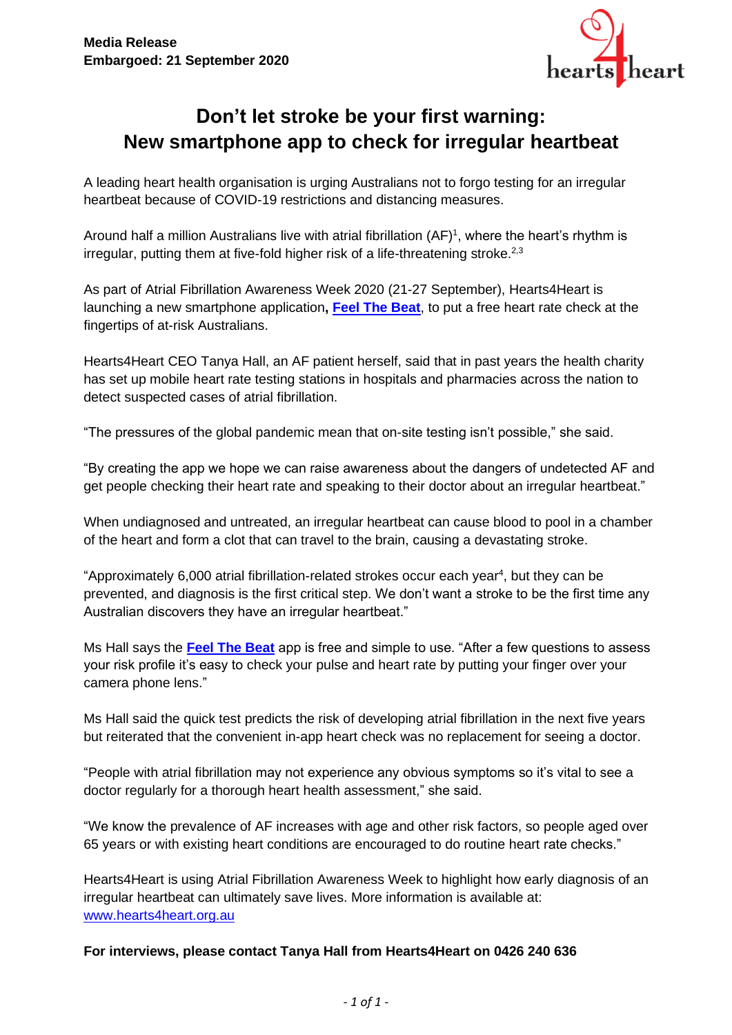**Media Release**
**Embargoed: 21 September 2020**

# Don't let stroke be your first warning: New smartphone app to check for irregular heartbeat

A leading heart health organisation is urging Australians not to forgo testing for an irregular heartbeat because of COVID-19 restrictions and distancing measures.

Around half a million Australians live with atrial fibrillation (AF)[1], where the heart's rhythm is irregular, putting them at five-fold higher risk of a life-threatening stroke.[2,3]

As part of Atrial Fibrillation Awareness Week 2020 (21-27 September), Hearts4Heart is launching a new smartphone application, **Feel The Beat**, to put a free heart rate check at the fingertips of at-risk Australians.

Hearts4Heart CEO Tanya Hall, an AF patient herself, said that in past years the health charity has set up mobile heart rate testing stations in hospitals and pharmacies across the nation to detect suspected cases of atrial fibrillation.

"The pressures of the global pandemic mean that on-site testing isn't possible," she said.

"By creating the app we hope we can raise awareness about the dangers of undetected AF and get people checking their heart rate and speaking to their doctor about an irregular heartbeat."

When undiagnosed and untreated, an irregular heartbeat can cause blood to pool in a chamber of the heart and form a clot that can travel to the brain, causing a devastating stroke.

"Approximately 6,000 atrial fibrillation-related strokes occur each year[4], but they can be prevented, and diagnosis is the first critical step. We don't want a stroke to be the first time any Australian discovers they have an irregular heartbeat."

Ms Hall says the **Feel The Beat** app is free and simple to use. "After a few questions to assess your risk profile it's easy to check your pulse and heart rate by putting your finger over your camera phone lens."

Ms Hall said the quick test predicts the risk of developing atrial fibrillation in the next five years but reiterated that the convenient in-app heart check was no replacement for seeing a doctor.

"People with atrial fibrillation may not experience any obvious symptoms so it's vital to see a doctor regularly for a thorough heart health assessment," she said.

"We know the prevalence of AF increases with age and other risk factors, so people aged over 65 years or with existing heart conditions are encouraged to do routine heart rate checks."

Hearts4Heart is using Atrial Fibrillation Awareness Week to highlight how early diagnosis of an irregular heartbeat can ultimately save lives. More information is available at: www.hearts4heart.org.au

**For interviews, please contact Tanya Hall from Hearts4Heart on 0426 240 636**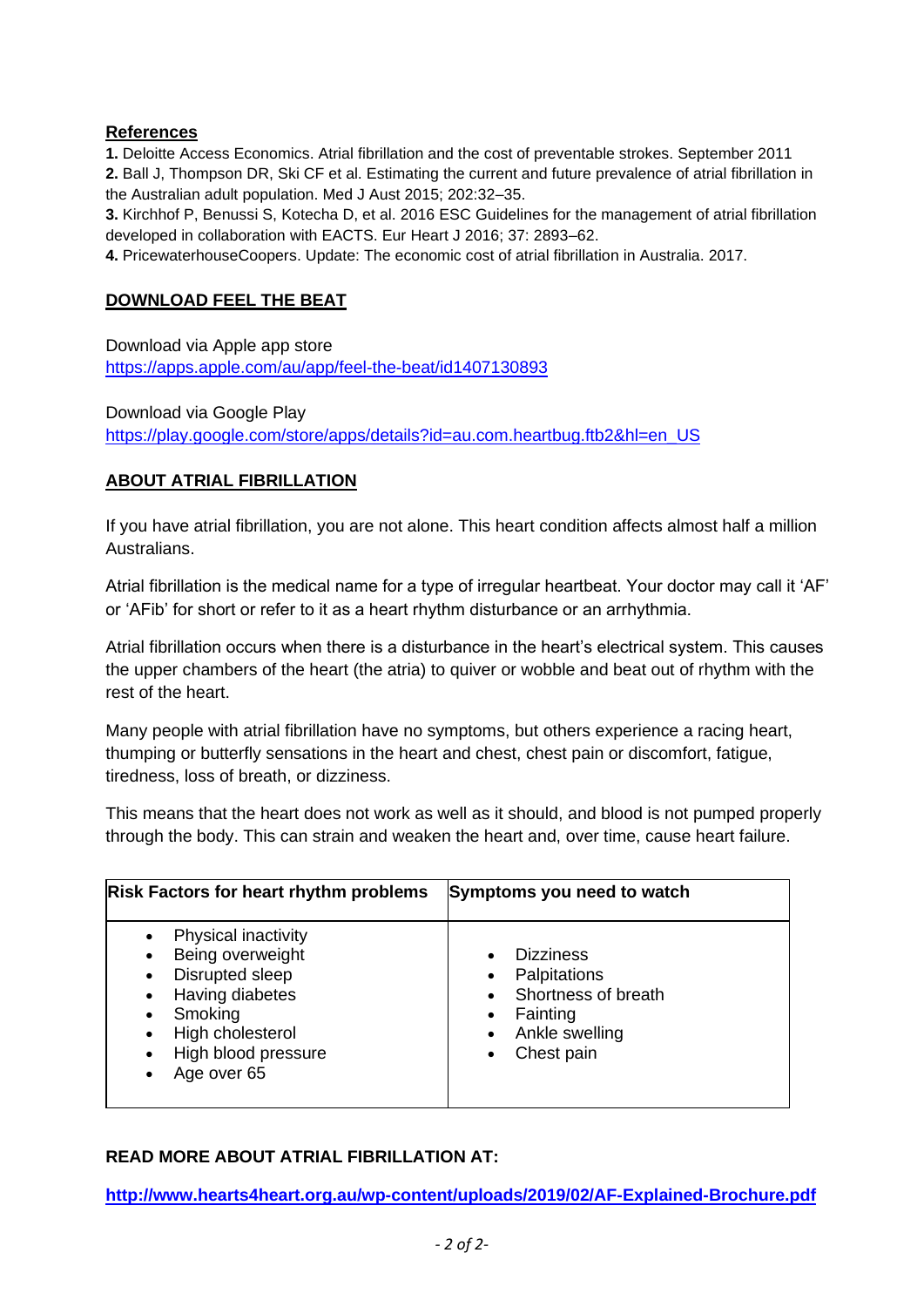**References**

**1.** Deloitte Access Economics. Atrial fibrillation and the cost of preventable strokes. September 2011

**2.** Ball J, Thompson DR, Ski CF et al. Estimating the current and future prevalence of atrial fibrillation in the Australian adult population. Med J Aust 2015; 202:32–35.

**3.** Kirchhof P, Benussi S, Kotecha D, et al. 2016 ESC Guidelines for the management of atrial fibrillation developed in collaboration with EACTS. Eur Heart J 2016; 37: 2893–62.

**4.** PricewaterhouseCoopers. Update: The economic cost of atrial fibrillation in Australia. 2017.

## DOWNLOAD FEEL THE BEAT

Download via Apple app store
https://apps.apple.com/au/app/feel-the-beat/id1407130893

Download via Google Play
https://play.google.com/store/apps/details?id=au.com.heartbug.ftb2&hl=en_US

## ABOUT ATRIAL FIBRILLATION

If you have atrial fibrillation, you are not alone. This heart condition affects almost half a million Australians.

Atrial fibrillation is the medical name for a type of irregular heartbeat. Your doctor may call it 'AF' or 'AFib' for short or refer to it as a heart rhythm disturbance or an arrhythmia.

Atrial fibrillation occurs when there is a disturbance in the heart's electrical system. This causes the upper chambers of the heart (the atria) to quiver or wobble and beat out of rhythm with the rest of the heart.

Many people with atrial fibrillation have no symptoms, but others experience a racing heart, thumping or butterfly sensations in the heart and chest, chest pain or discomfort, fatigue, tiredness, loss of breath, or dizziness.

This means that the heart does not work as well as it should, and blood is not pumped properly through the body. This can strain and weaken the heart and, over time, cause heart failure.

| Risk Factors for heart rhythm problems | Symptoms you need to watch |
|---|---|
| • Physical inactivity<br>• Being overweight<br>• Disrupted sleep<br>• Having diabetes<br>• Smoking<br>• High cholesterol<br>• High blood pressure<br>• Age over 65 | • Dizziness<br>• Palpitations<br>• Shortness of breath<br>• Fainting<br>• Ankle swelling<br>• Chest pain |

**READ MORE ABOUT ATRIAL FIBRILLATION AT:**

**http://www.hearts4heart.org.au/wp-content/uploads/2019/02/AF-Explained-Brochure.pdf**